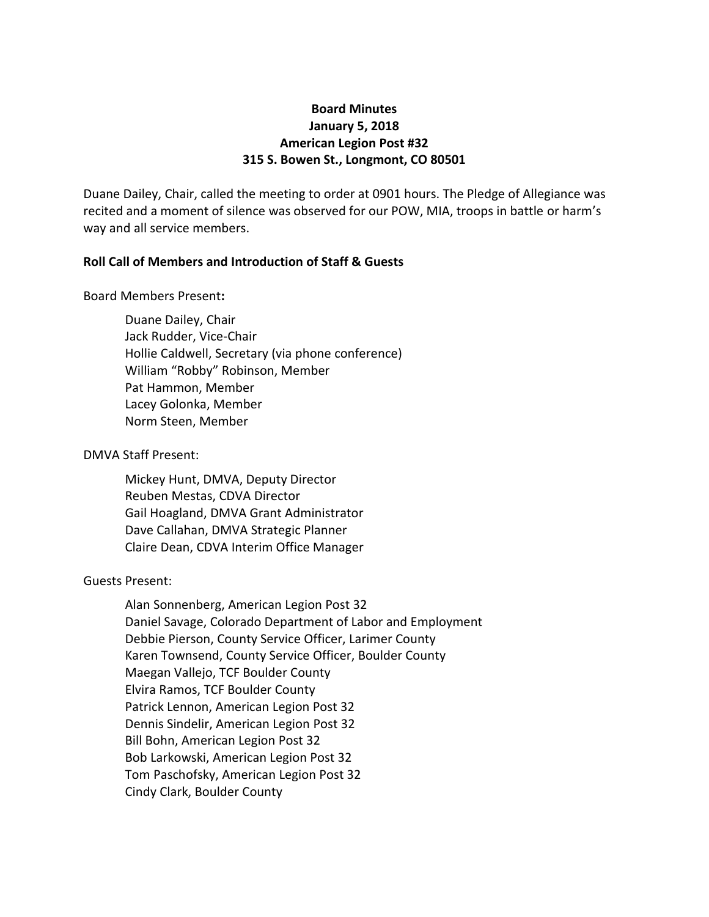**Board Minutes**
**January 5, 2018**
**American Legion Post #32**
**315 S. Bowen St., Longmont, CO 80501**

Duane Dailey, Chair, called the meeting to order at 0901 hours. The Pledge of Allegiance was recited and a moment of silence was observed for our POW, MIA, troops in battle or harm's way and all service members.

**Roll Call of Members and Introduction of Staff & Guests**

Board Members Present**:**

- Duane Dailey, Chair
- Jack Rudder, Vice-Chair
- Hollie Caldwell, Secretary (via phone conference)
- William "Robby" Robinson, Member
- Pat Hammon, Member
- Lacey Golonka, Member
- Norm Steen, Member

DMVA Staff Present:

- Mickey Hunt, DMVA, Deputy Director
- Reuben Mestas, CDVA Director
- Gail Hoagland, DMVA Grant Administrator
- Dave Callahan, DMVA Strategic Planner
- Claire Dean, CDVA Interim Office Manager

Guests Present:

- Alan Sonnenberg, American Legion Post 32
- Daniel Savage, Colorado Department of Labor and Employment
- Debbie Pierson, County Service Officer, Larimer County
- Karen Townsend, County Service Officer, Boulder County
- Maegan Vallejo, TCF Boulder County
- Elvira Ramos, TCF Boulder County
- Patrick Lennon, American Legion Post 32
- Dennis Sindelir, American Legion Post 32
- Bill Bohn, American Legion Post 32
- Bob Larkowski, American Legion Post 32
- Tom Paschofsky, American Legion Post 32
- Cindy Clark, Boulder County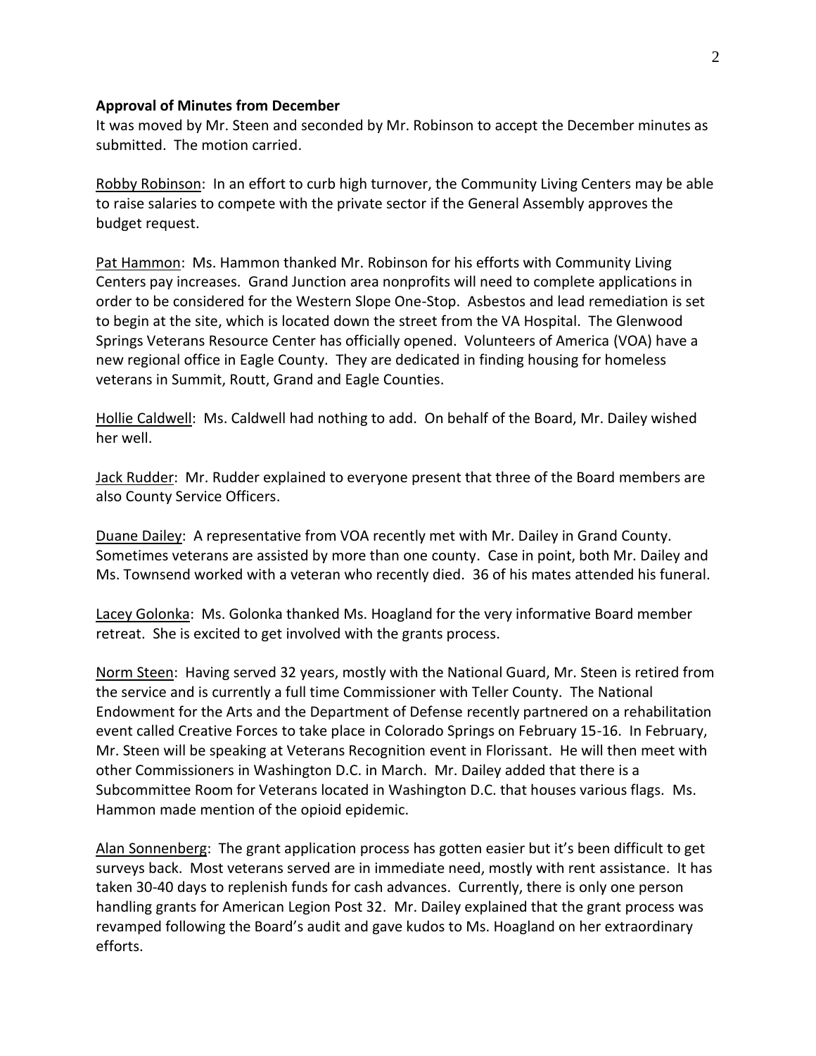**Approval of Minutes from December**

It was moved by Mr. Steen and seconded by Mr. Robinson to accept the December minutes as submitted. The motion carried.

Robby Robinson: In an effort to curb high turnover, the Community Living Centers may be able to raise salaries to compete with the private sector if the General Assembly approves the budget request.

Pat Hammon: Ms. Hammon thanked Mr. Robinson for his efforts with Community Living Centers pay increases. Grand Junction area nonprofits will need to complete applications in order to be considered for the Western Slope One-Stop. Asbestos and lead remediation is set to begin at the site, which is located down the street from the VA Hospital. The Glenwood Springs Veterans Resource Center has officially opened. Volunteers of America (VOA) have a new regional office in Eagle County. They are dedicated in finding housing for homeless veterans in Summit, Routt, Grand and Eagle Counties.

Hollie Caldwell: Ms. Caldwell had nothing to add. On behalf of the Board, Mr. Dailey wished her well.

Jack Rudder: Mr. Rudder explained to everyone present that three of the Board members are also County Service Officers.

Duane Dailey: A representative from VOA recently met with Mr. Dailey in Grand County. Sometimes veterans are assisted by more than one county. Case in point, both Mr. Dailey and Ms. Townsend worked with a veteran who recently died. 36 of his mates attended his funeral.

Lacey Golonka: Ms. Golonka thanked Ms. Hoagland for the very informative Board member retreat. She is excited to get involved with the grants process.

Norm Steen: Having served 32 years, mostly with the National Guard, Mr. Steen is retired from the service and is currently a full time Commissioner with Teller County. The National Endowment for the Arts and the Department of Defense recently partnered on a rehabilitation event called Creative Forces to take place in Colorado Springs on February 15-16. In February, Mr. Steen will be speaking at Veterans Recognition event in Florissant. He will then meet with other Commissioners in Washington D.C. in March. Mr. Dailey added that there is a Subcommittee Room for Veterans located in Washington D.C. that houses various flags. Ms. Hammon made mention of the opioid epidemic.

Alan Sonnenberg: The grant application process has gotten easier but it's been difficult to get surveys back. Most veterans served are in immediate need, mostly with rent assistance. It has taken 30-40 days to replenish funds for cash advances. Currently, there is only one person handling grants for American Legion Post 32. Mr. Dailey explained that the grant process was revamped following the Board's audit and gave kudos to Ms. Hoagland on her extraordinary efforts.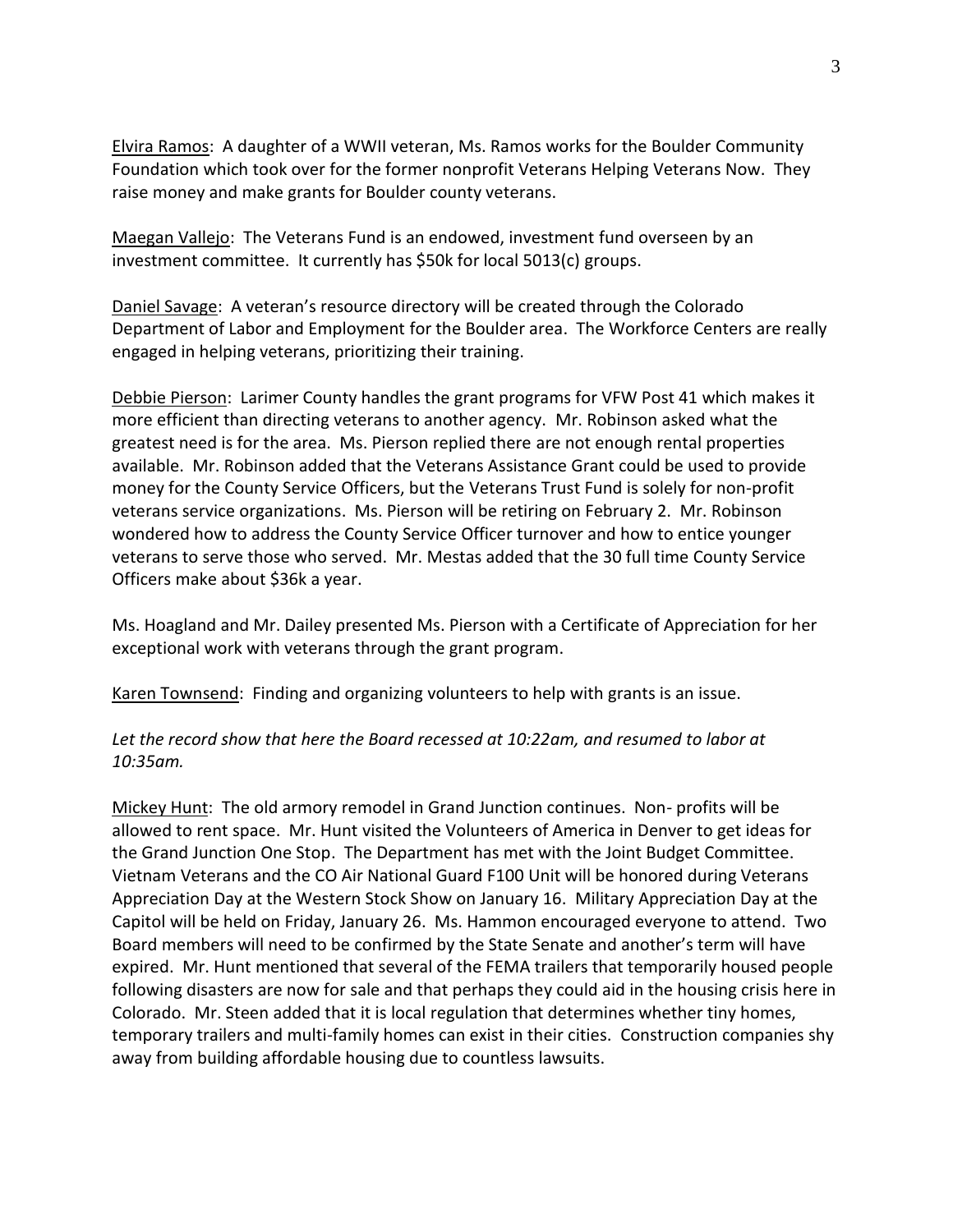Elvira Ramos: A daughter of a WWII veteran, Ms. Ramos works for the Boulder Community Foundation which took over for the former nonprofit Veterans Helping Veterans Now. They raise money and make grants for Boulder county veterans.

Maegan Vallejo: The Veterans Fund is an endowed, investment fund overseen by an investment committee. It currently has $50k for local 5013(c) groups.

Daniel Savage: A veteran's resource directory will be created through the Colorado Department of Labor and Employment for the Boulder area. The Workforce Centers are really engaged in helping veterans, prioritizing their training.

Debbie Pierson: Larimer County handles the grant programs for VFW Post 41 which makes it more efficient than directing veterans to another agency. Mr. Robinson asked what the greatest need is for the area. Ms. Pierson replied there are not enough rental properties available. Mr. Robinson added that the Veterans Assistance Grant could be used to provide money for the County Service Officers, but the Veterans Trust Fund is solely for non-profit veterans service organizations. Ms. Pierson will be retiring on February 2. Mr. Robinson wondered how to address the County Service Officer turnover and how to entice younger veterans to serve those who served. Mr. Mestas added that the 30 full time County Service Officers make about $36k a year.

Ms. Hoagland and Mr. Dailey presented Ms. Pierson with a Certificate of Appreciation for her exceptional work with veterans through the grant program.

Karen Townsend: Finding and organizing volunteers to help with grants is an issue.

*Let the record show that here the Board recessed at 10:22am, and resumed to labor at 10:35am.*

Mickey Hunt: The old armory remodel in Grand Junction continues. Non- profits will be allowed to rent space. Mr. Hunt visited the Volunteers of America in Denver to get ideas for the Grand Junction One Stop. The Department has met with the Joint Budget Committee. Vietnam Veterans and the CO Air National Guard F100 Unit will be honored during Veterans Appreciation Day at the Western Stock Show on January 16. Military Appreciation Day at the Capitol will be held on Friday, January 26. Ms. Hammon encouraged everyone to attend. Two Board members will need to be confirmed by the State Senate and another's term will have expired. Mr. Hunt mentioned that several of the FEMA trailers that temporarily housed people following disasters are now for sale and that perhaps they could aid in the housing crisis here in Colorado. Mr. Steen added that it is local regulation that determines whether tiny homes, temporary trailers and multi-family homes can exist in their cities. Construction companies shy away from building affordable housing due to countless lawsuits.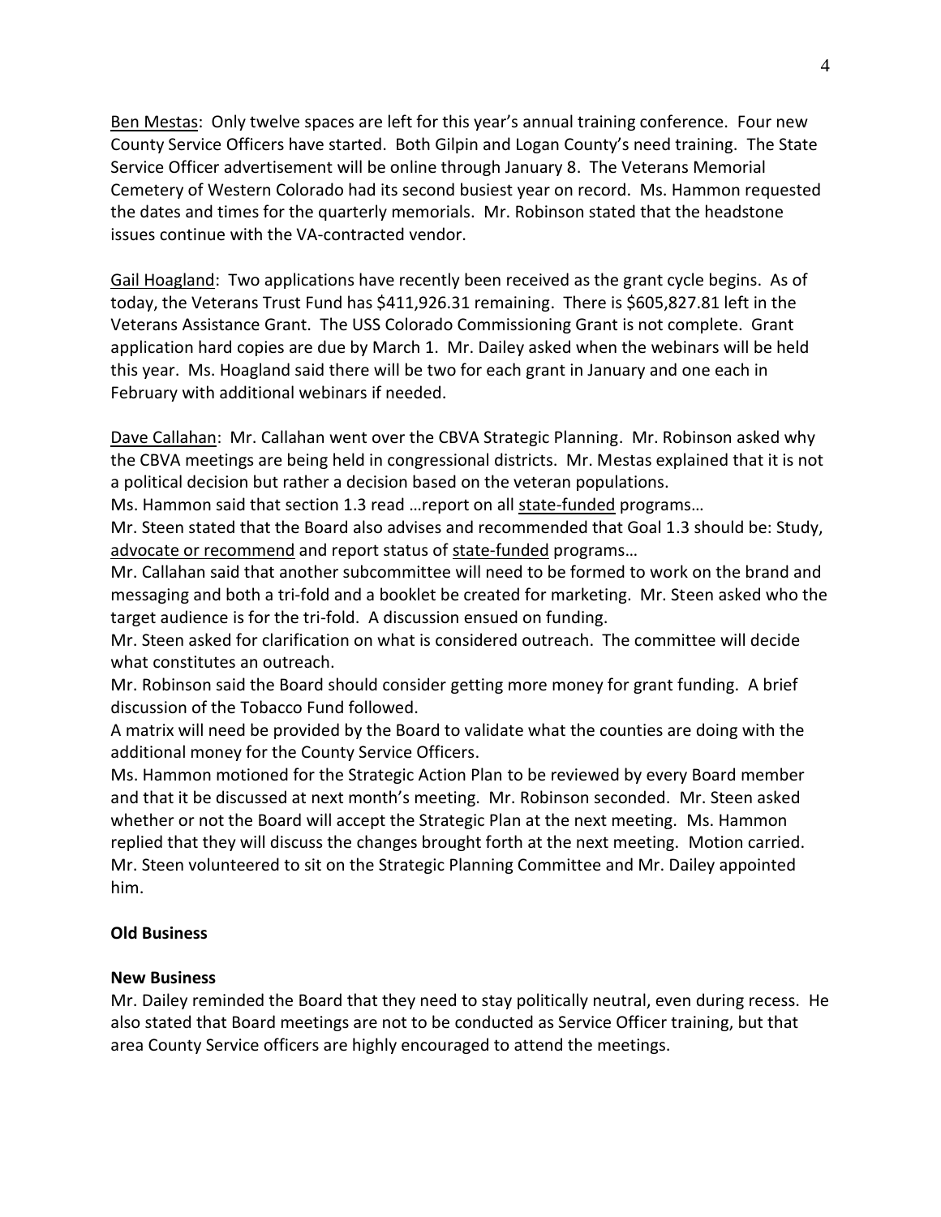<u>Ben Mestas</u>: Only twelve spaces are left for this year's annual training conference. Four new County Service Officers have started. Both Gilpin and Logan County's need training. The State Service Officer advertisement will be online through January 8. The Veterans Memorial Cemetery of Western Colorado had its second busiest year on record. Ms. Hammon requested the dates and times for the quarterly memorials. Mr. Robinson stated that the headstone issues continue with the VA-contracted vendor.

<u>Gail Hoagland</u>: Two applications have recently been received as the grant cycle begins. As of today, the Veterans Trust Fund has $411,926.31 remaining. There is $605,827.81 left in the Veterans Assistance Grant. The USS Colorado Commissioning Grant is not complete. Grant application hard copies are due by March 1. Mr. Dailey asked when the webinars will be held this year. Ms. Hoagland said there will be two for each grant in January and one each in February with additional webinars if needed.

<u>Dave Callahan</u>: Mr. Callahan went over the CBVA Strategic Planning. Mr. Robinson asked why the CBVA meetings are being held in congressional districts. Mr. Mestas explained that it is not a political decision but rather a decision based on the veteran populations.

Ms. Hammon said that section 1.3 read …report on all <u>state-funded</u> programs…

Mr. Steen stated that the Board also advises and recommended that Goal 1.3 should be: Study, <u>advocate or recommend</u> and report status of <u>state-funded</u> programs…

Mr. Callahan said that another subcommittee will need to be formed to work on the brand and messaging and both a tri-fold and a booklet be created for marketing. Mr. Steen asked who the target audience is for the tri-fold. A discussion ensued on funding.

Mr. Steen asked for clarification on what is considered outreach. The committee will decide what constitutes an outreach.

Mr. Robinson said the Board should consider getting more money for grant funding. A brief discussion of the Tobacco Fund followed.

A matrix will need be provided by the Board to validate what the counties are doing with the additional money for the County Service Officers.

Ms. Hammon motioned for the Strategic Action Plan to be reviewed by every Board member and that it be discussed at next month's meeting. Mr. Robinson seconded. Mr. Steen asked whether or not the Board will accept the Strategic Plan at the next meeting. Ms. Hammon replied that they will discuss the changes brought forth at the next meeting. Motion carried. Mr. Steen volunteered to sit on the Strategic Planning Committee and Mr. Dailey appointed him.

**Old Business**

**New Business**

Mr. Dailey reminded the Board that they need to stay politically neutral, even during recess. He also stated that Board meetings are not to be conducted as Service Officer training, but that area County Service officers are highly encouraged to attend the meetings.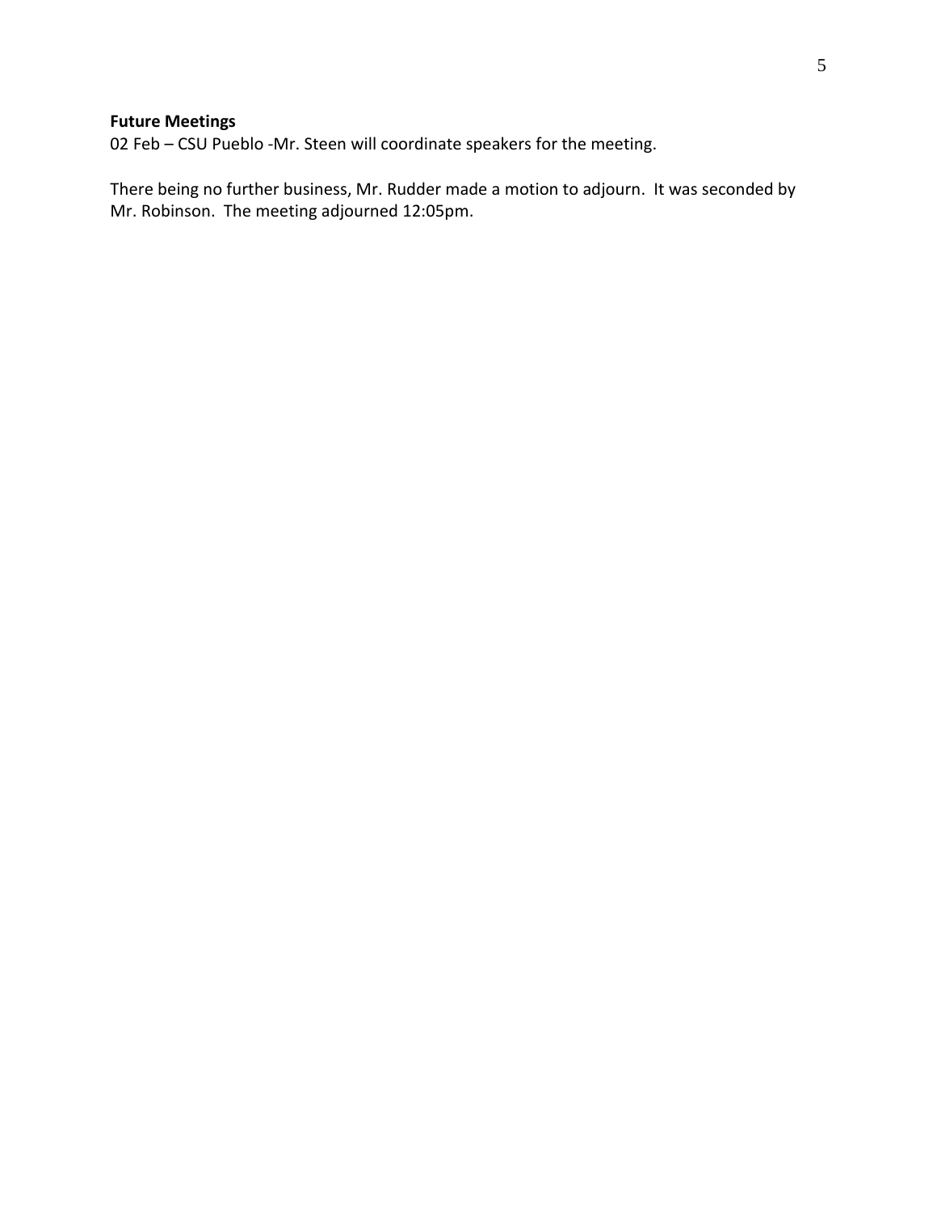**Future Meetings**

02 Feb – CSU Pueblo -Mr. Steen will coordinate speakers for the meeting.

There being no further business, Mr. Rudder made a motion to adjourn. It was seconded by Mr. Robinson. The meeting adjourned 12:05pm.